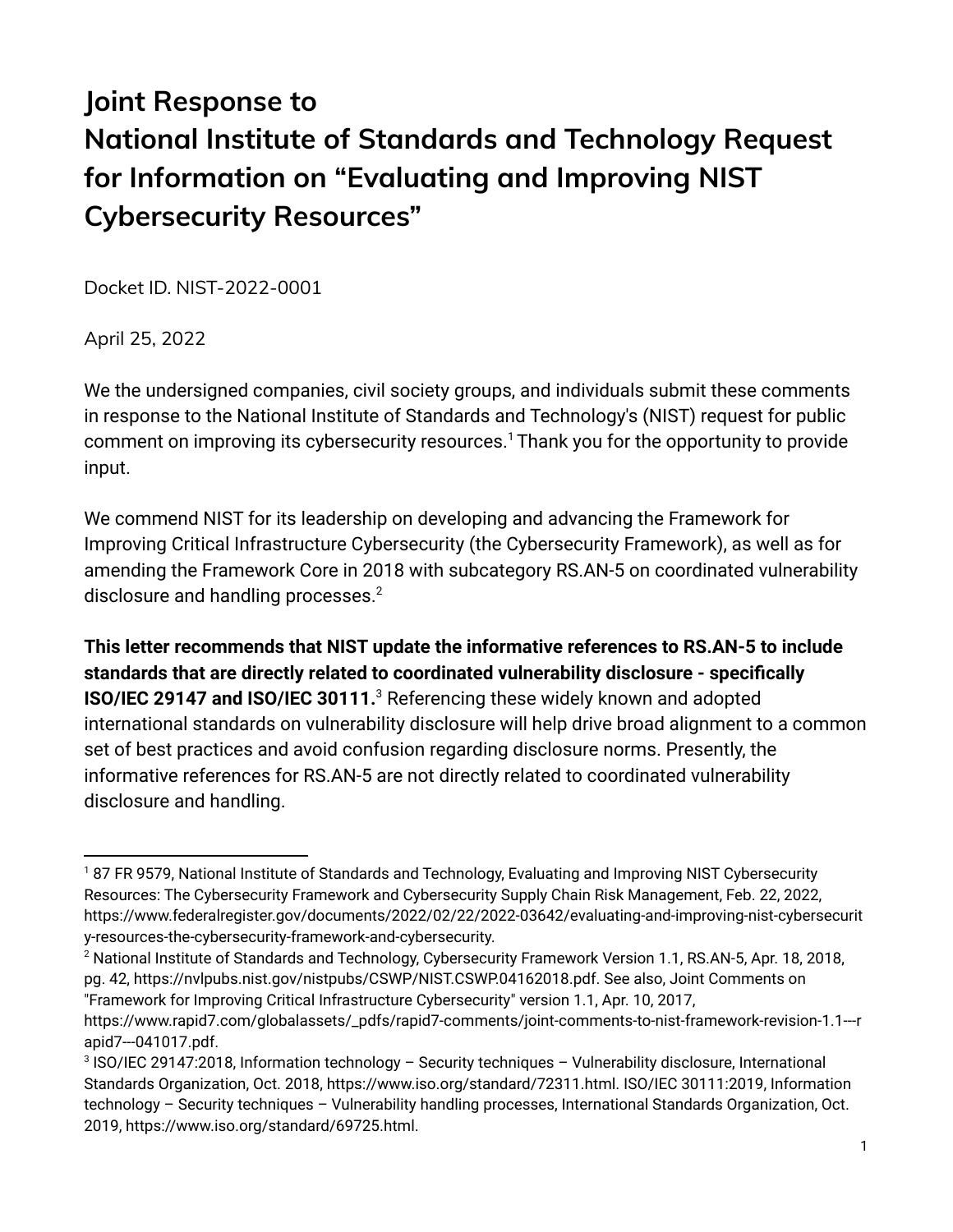# Joint Response to National Institute of Standards and Technology Request for Information on "Evaluating and Improving NIST Cybersecurity Resources"

Docket ID. NIST-2022-0001

April 25, 2022

We the undersigned companies, civil society groups, and individuals submit these comments in response to the National Institute of Standards and Technology's (NIST) request for public comment on improving its cybersecurity resources.[1] Thank you for the opportunity to provide input.

We commend NIST for its leadership on developing and advancing the Framework for Improving Critical Infrastructure Cybersecurity (the Cybersecurity Framework), as well as for amending the Framework Core in 2018 with subcategory RS.AN-5 on coordinated vulnerability disclosure and handling processes.[2]

**This letter recommends that NIST update the informative references to RS.AN-5 to include standards that are directly related to coordinated vulnerability disclosure - specifically ISO/IEC 29147 and ISO/IEC 30111.**[3] Referencing these widely known and adopted international standards on vulnerability disclosure will help drive broad alignment to a common set of best practices and avoid confusion regarding disclosure norms. Presently, the informative references for RS.AN-5 are not directly related to coordinated vulnerability disclosure and handling.

---

[1] 87 FR 9579, National Institute of Standards and Technology, Evaluating and Improving NIST Cybersecurity Resources: The Cybersecurity Framework and Cybersecurity Supply Chain Risk Management, Feb. 22, 2022, https://www.federalregister.gov/documents/2022/02/22/2022-03642/evaluating-and-improving-nist-cybersecurity-resources-the-cybersecurity-framework-and-cybersecurity.

[2] National Institute of Standards and Technology, Cybersecurity Framework Version 1.1, RS.AN-5, Apr. 18, 2018, pg. 42, https://nvlpubs.nist.gov/nistpubs/CSWP/NIST.CSWP.04162018.pdf. See also, Joint Comments on "Framework for Improving Critical Infrastructure Cybersecurity" version 1.1, Apr. 10, 2017, https://www.rapid7.com/globalassets/_pdfs/rapid7-comments/joint-comments-to-nist-framework-revision-1.1---rapid7---041017.pdf.

[3] ISO/IEC 29147:2018, Information technology – Security techniques – Vulnerability disclosure, International Standards Organization, Oct. 2018, https://www.iso.org/standard/72311.html. ISO/IEC 30111:2019, Information technology – Security techniques – Vulnerability handling processes, International Standards Organization, Oct. 2019, https://www.iso.org/standard/69725.html.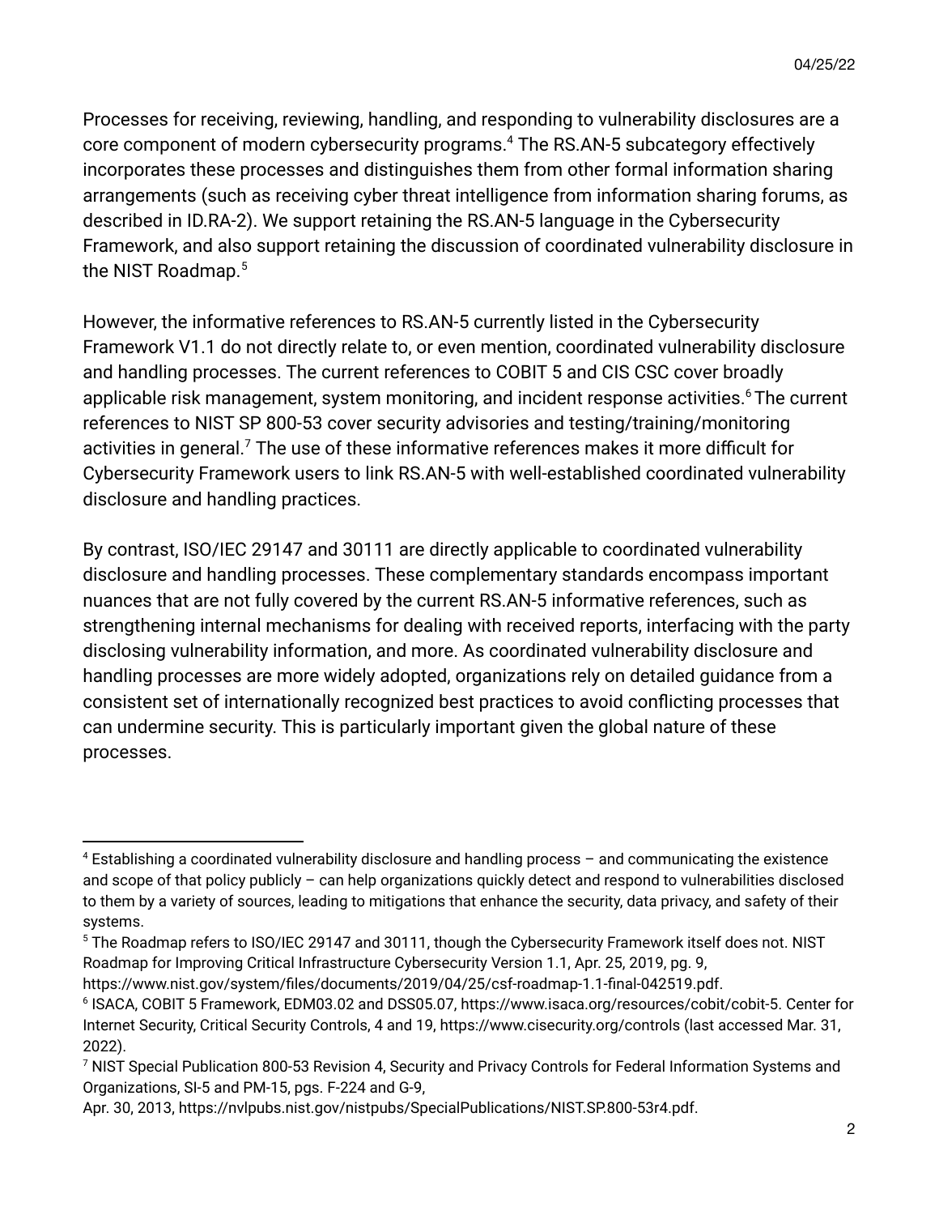Processes for receiving, reviewing, handling, and responding to vulnerability disclosures are a core component of modern cybersecurity programs.[4] The RS.AN-5 subcategory effectively incorporates these processes and distinguishes them from other formal information sharing arrangements (such as receiving cyber threat intelligence from information sharing forums, as described in ID.RA-2). We support retaining the RS.AN-5 language in the Cybersecurity Framework, and also support retaining the discussion of coordinated vulnerability disclosure in the NIST Roadmap.[5]

However, the informative references to RS.AN-5 currently listed in the Cybersecurity Framework V1.1 do not directly relate to, or even mention, coordinated vulnerability disclosure and handling processes. The current references to COBIT 5 and CIS CSC cover broadly applicable risk management, system monitoring, and incident response activities.[6] The current references to NIST SP 800-53 cover security advisories and testing/training/monitoring activities in general.[7] The use of these informative references makes it more difficult for Cybersecurity Framework users to link RS.AN-5 with well-established coordinated vulnerability disclosure and handling practices.

By contrast, ISO/IEC 29147 and 30111 are directly applicable to coordinated vulnerability disclosure and handling processes. These complementary standards encompass important nuances that are not fully covered by the current RS.AN-5 informative references, such as strengthening internal mechanisms for dealing with received reports, interfacing with the party disclosing vulnerability information, and more. As coordinated vulnerability disclosure and handling processes are more widely adopted, organizations rely on detailed guidance from a consistent set of internationally recognized best practices to avoid conflicting processes that can undermine security. This is particularly important given the global nature of these processes.

---

[4] Establishing a coordinated vulnerability disclosure and handling process – and communicating the existence and scope of that policy publicly – can help organizations quickly detect and respond to vulnerabilities disclosed to them by a variety of sources, leading to mitigations that enhance the security, data privacy, and safety of their systems.

[5] The Roadmap refers to ISO/IEC 29147 and 30111, though the Cybersecurity Framework itself does not. NIST Roadmap for Improving Critical Infrastructure Cybersecurity Version 1.1, Apr. 25, 2019, pg. 9, https://www.nist.gov/system/files/documents/2019/04/25/csf-roadmap-1.1-final-042519.pdf.

[6] ISACA, COBIT 5 Framework, EDM03.02 and DSS05.07, https://www.isaca.org/resources/cobit/cobit-5. Center for Internet Security, Critical Security Controls, 4 and 19, https://www.cisecurity.org/controls (last accessed Mar. 31, 2022).

[7] NIST Special Publication 800-53 Revision 4, Security and Privacy Controls for Federal Information Systems and Organizations, SI-5 and PM-15, pgs. F-224 and G-9, Apr. 30, 2013, https://nvlpubs.nist.gov/nistpubs/SpecialPublications/NIST.SP.800-53r4.pdf.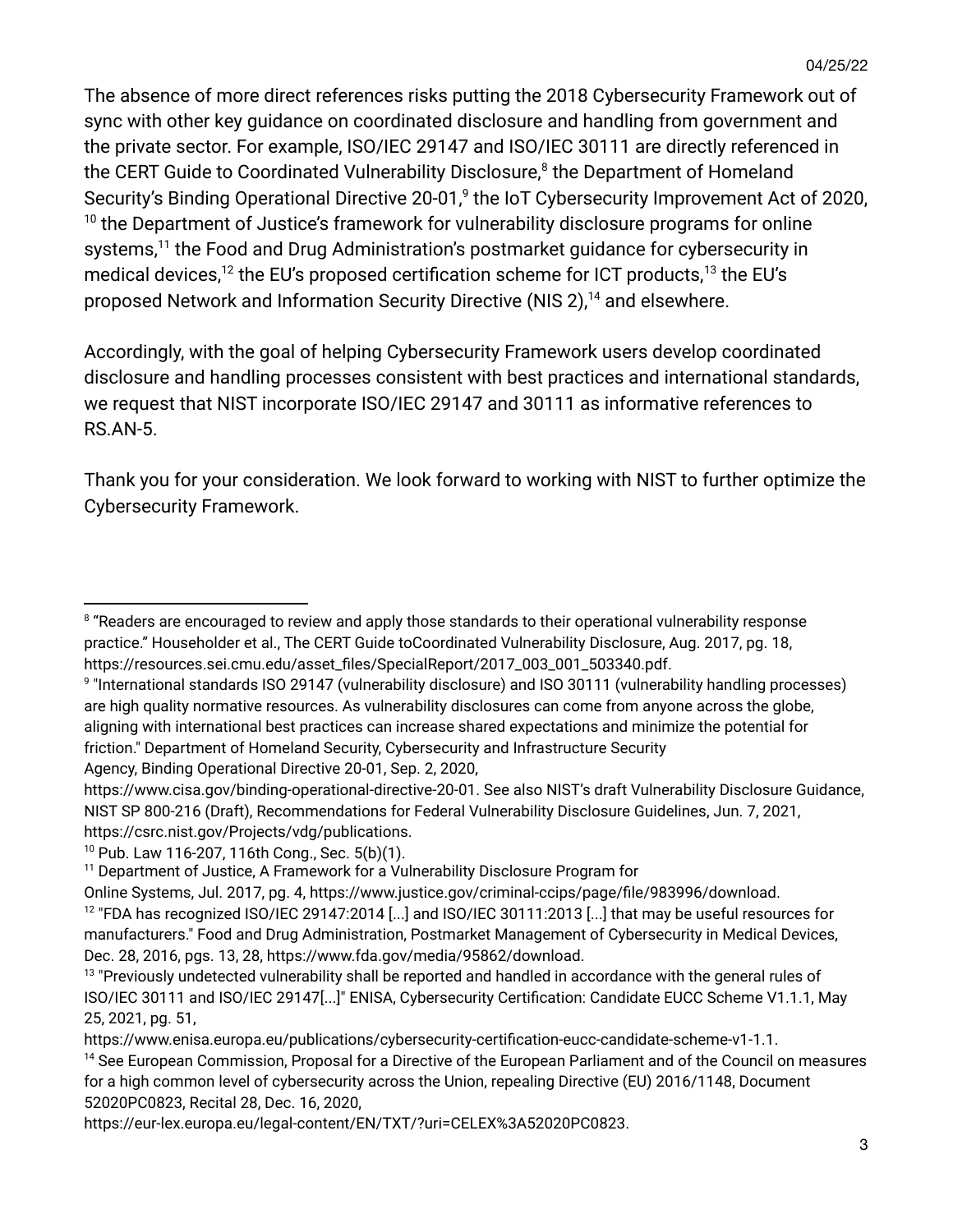The absence of more direct references risks putting the 2018 Cybersecurity Framework out of sync with other key guidance on coordinated disclosure and handling from government and the private sector. For example, ISO/IEC 29147 and ISO/IEC 30111 are directly referenced in the CERT Guide to Coordinated Vulnerability Disclosure,[8] the Department of Homeland Security's Binding Operational Directive 20-01,[9] the IoT Cybersecurity Improvement Act of 2020,[10] the Department of Justice's framework for vulnerability disclosure programs for online systems,[11] the Food and Drug Administration's postmarket guidance for cybersecurity in medical devices,[12] the EU's proposed certification scheme for ICT products,[13] the EU's proposed Network and Information Security Directive (NIS 2),[14] and elsewhere.

Accordingly, with the goal of helping Cybersecurity Framework users develop coordinated disclosure and handling processes consistent with best practices and international standards, we request that NIST incorporate ISO/IEC 29147 and 30111 as informative references to RS.AN-5.

Thank you for your consideration. We look forward to working with NIST to further optimize the Cybersecurity Framework.

---

[8] "Readers are encouraged to review and apply those standards to their operational vulnerability response practice." Householder et al., The CERT Guide toCoordinated Vulnerability Disclosure, Aug. 2017, pg. 18, https://resources.sei.cmu.edu/asset_files/SpecialReport/2017_003_001_503340.pdf.

[9] "International standards ISO 29147 (vulnerability disclosure) and ISO 30111 (vulnerability handling processes) are high quality normative resources. As vulnerability disclosures can come from anyone across the globe, aligning with international best practices can increase shared expectations and minimize the potential for friction." Department of Homeland Security, Cybersecurity and Infrastructure Security Agency, Binding Operational Directive 20-01, Sep. 2, 2020, https://www.cisa.gov/binding-operational-directive-20-01. See also NIST's draft Vulnerability Disclosure Guidance, NIST SP 800-216 (Draft), Recommendations for Federal Vulnerability Disclosure Guidelines, Jun. 7, 2021, https://csrc.nist.gov/Projects/vdg/publications.

[10] Pub. Law 116-207, 116th Cong., Sec. 5(b)(1).

[11] Department of Justice, A Framework for a Vulnerability Disclosure Program for Online Systems, Jul. 2017, pg. 4, https://www.justice.gov/criminal-ccips/page/file/983996/download.

[12] "FDA has recognized ISO/IEC 29147:2014 [...] and ISO/IEC 30111:2013 [...] that may be useful resources for manufacturers." Food and Drug Administration, Postmarket Management of Cybersecurity in Medical Devices, Dec. 28, 2016, pgs. 13, 28, https://www.fda.gov/media/95862/download.

[13] "Previously undetected vulnerability shall be reported and handled in accordance with the general rules of ISO/IEC 30111 and ISO/IEC 29147[...]" ENISA, Cybersecurity Certification: Candidate EUCC Scheme V1.1.1, May 25, 2021, pg. 51, https://www.enisa.europa.eu/publications/cybersecurity-certification-eucc-candidate-scheme-v1-1.1.

[14] See European Commission, Proposal for a Directive of the European Parliament and of the Council on measures for a high common level of cybersecurity across the Union, repealing Directive (EU) 2016/1148, Document 52020PC0823, Recital 28, Dec. 16, 2020, https://eur-lex.europa.eu/legal-content/EN/TXT/?uri=CELEX%3A52020PC0823.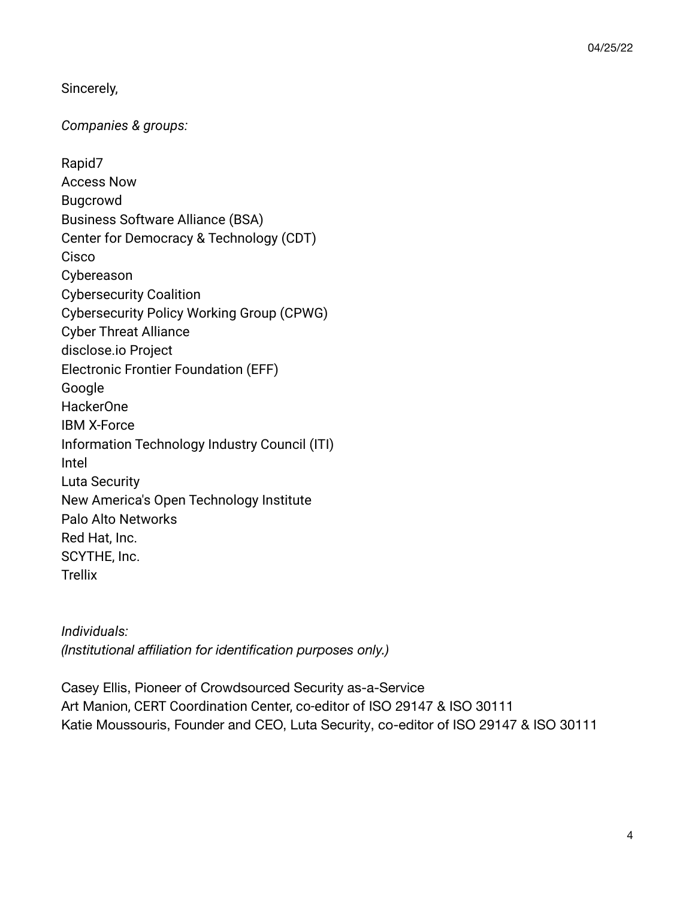Sincerely,

*Companies & groups:*

Rapid7
Access Now
Bugcrowd
Business Software Alliance (BSA)
Center for Democracy & Technology (CDT)
Cisco
Cybereason
Cybersecurity Coalition
Cybersecurity Policy Working Group (CPWG)
Cyber Threat Alliance
disclose.io Project
Electronic Frontier Foundation (EFF)
Google
HackerOne
IBM X-Force
Information Technology Industry Council (ITI)
Intel
Luta Security
New America's Open Technology Institute
Palo Alto Networks
Red Hat, Inc.
SCYTHE, Inc.
Trellix

*Individuals:*
*(Institutional affiliation for identification purposes only.)*

Casey Ellis, Pioneer of Crowdsourced Security as-a-Service
Art Manion, CERT Coordination Center, co-editor of ISO 29147 & ISO 30111
Katie Moussouris, Founder and CEO, Luta Security, co-editor of ISO 29147 & ISO 30111